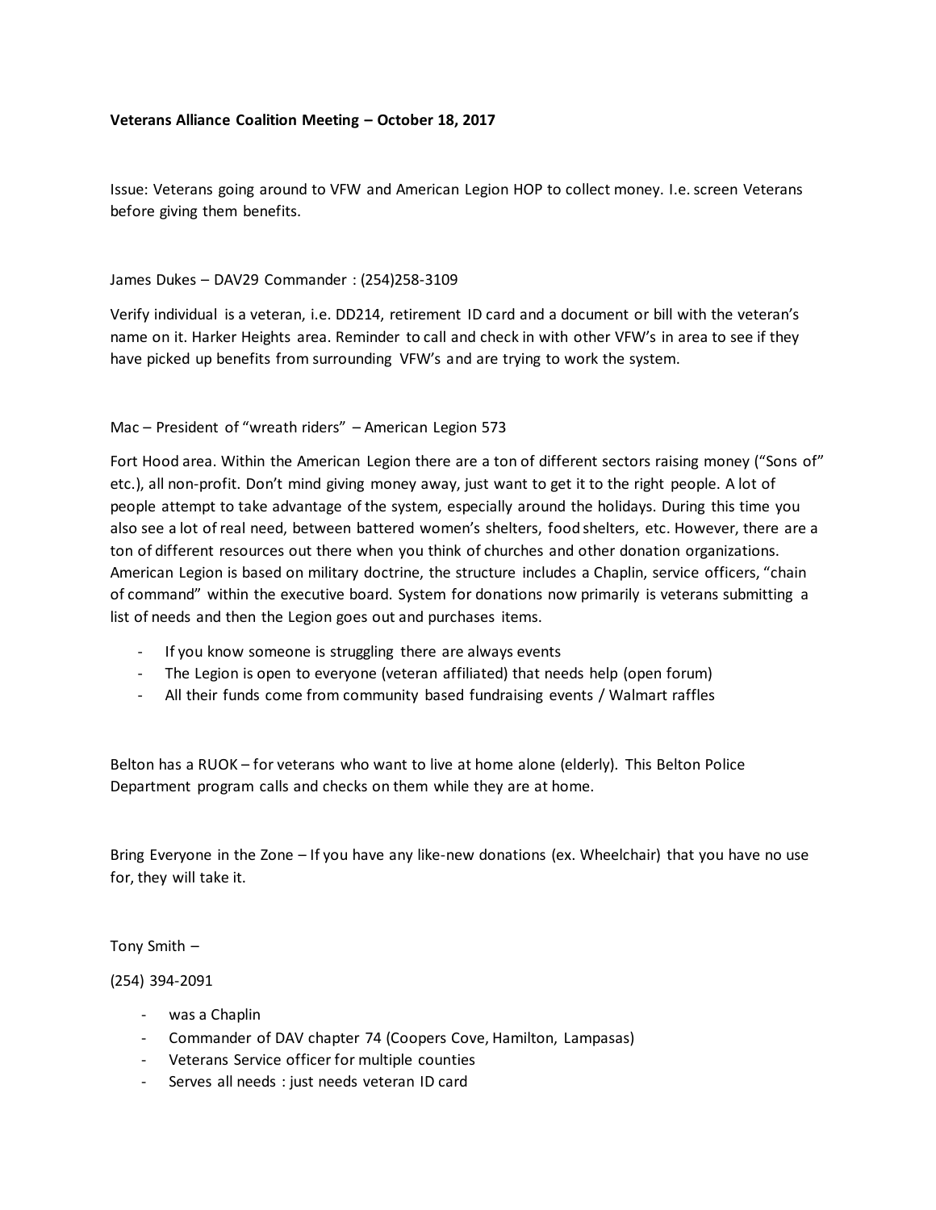**Veterans Alliance Coalition Meeting – October 18, 2017**

Issue: Veterans going around to VFW and American Legion HOP to collect money. I.e. screen Veterans before giving them benefits.

James Dukes – DAV29 Commander : (254)258-3109

Verify individual is a veteran, i.e. DD214, retirement ID card and a document or bill with the veteran's name on it. Harker Heights area. Reminder to call and check in with other VFW's in area to see if they have picked up benefits from surrounding VFW's and are trying to work the system.

Mac – President of "wreath riders" – American Legion 573

Fort Hood area. Within the American Legion there are a ton of different sectors raising money ("Sons of" etc.), all non-profit. Don't mind giving money away, just want to get it to the right people. A lot of people attempt to take advantage of the system, especially around the holidays. During this time you also see a lot of real need, between battered women's shelters, food shelters, etc. However, there are a ton of different resources out there when you think of churches and other donation organizations. American Legion is based on military doctrine, the structure includes a Chaplin, service officers, "chain of command" within the executive board. System for donations now primarily is veterans submitting a list of needs and then the Legion goes out and purchases items.

- If you know someone is struggling there are always events
- The Legion is open to everyone (veteran affiliated) that needs help (open forum)
- All their funds come from community based fundraising events / Walmart raffles

Belton has a RUOK – for veterans who want to live at home alone (elderly). This Belton Police Department program calls and checks on them while they are at home.

Bring Everyone in the Zone – If you have any like-new donations (ex. Wheelchair) that you have no use for, they will take it.

Tony Smith –

(254) 394-2091

- was a Chaplin
- Commander of DAV chapter 74 (Coopers Cove, Hamilton, Lampasas)
- Veterans Service officer for multiple counties
- Serves all needs : just needs veteran ID card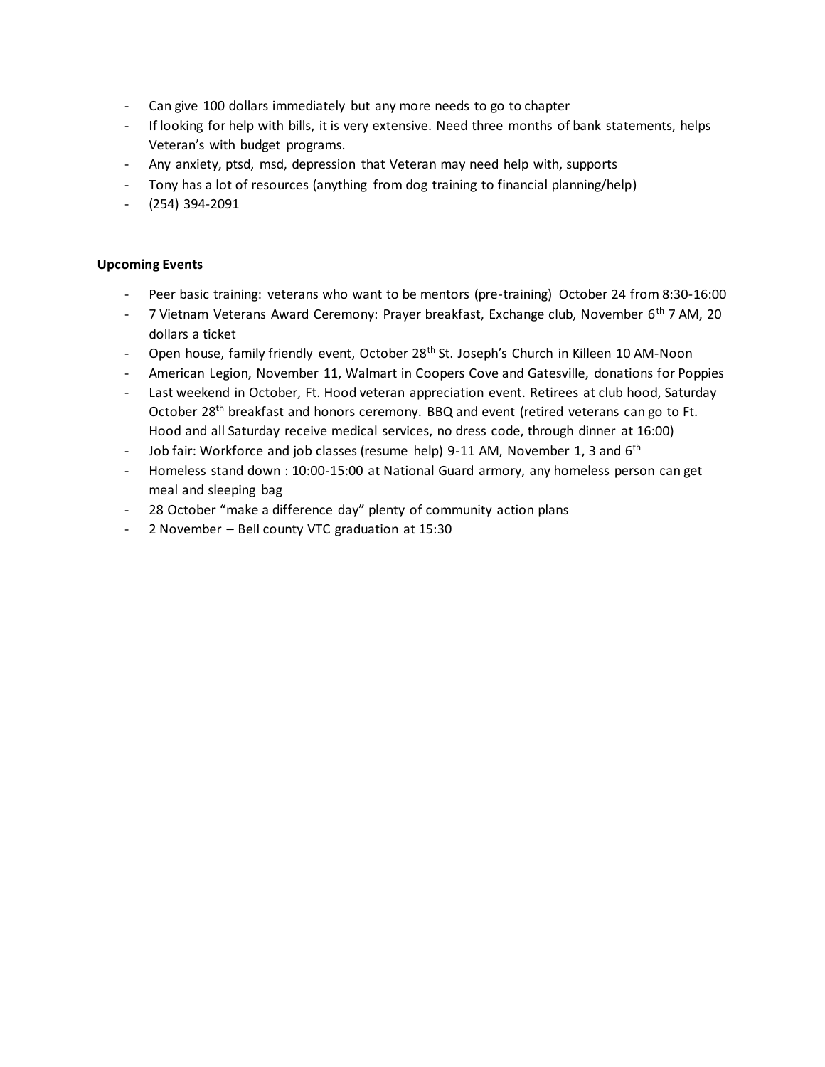- Can give 100 dollars immediately but any more needs to go to chapter
- If looking for help with bills, it is very extensive. Need three months of bank statements, helps Veteran's with budget programs.
- Any anxiety, ptsd, msd, depression that Veteran may need help with, supports
- Tony has a lot of resources (anything from dog training to financial planning/help)
- (254) 394-2091

**Upcoming Events**

- Peer basic training: veterans who want to be mentors (pre-training) October 24 from 8:30-16:00
- 7 Vietnam Veterans Award Ceremony: Prayer breakfast, Exchange club, November 6th 7 AM, 20 dollars a ticket
- Open house, family friendly event, October 28th St. Joseph's Church in Killeen 10 AM-Noon
- American Legion, November 11, Walmart in Coopers Cove and Gatesville, donations for Poppies
- Last weekend in October, Ft. Hood veteran appreciation event. Retirees at club hood, Saturday October 28th breakfast and honors ceremony. BBQ and event (retired veterans can go to Ft. Hood and all Saturday receive medical services, no dress code, through dinner at 16:00)
- Job fair: Workforce and job classes (resume help) 9-11 AM, November 1, 3 and 6th
- Homeless stand down : 10:00-15:00 at National Guard armory, any homeless person can get meal and sleeping bag
- 28 October "make a difference day" plenty of community action plans
- 2 November – Bell county VTC graduation at 15:30